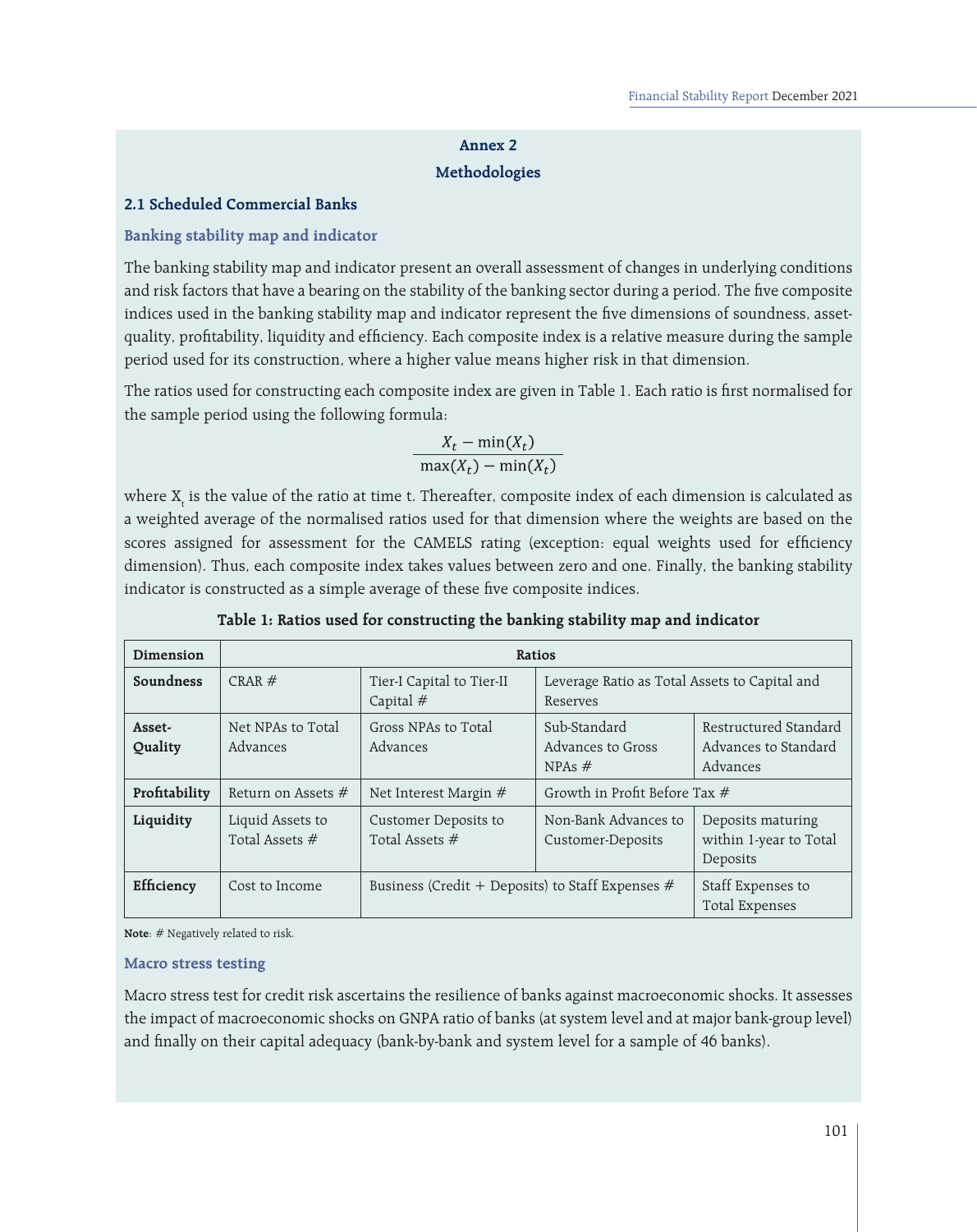## Annex 2

## Methodologies

### 2.1 Scheduled Commercial Banks

#### Banking stability map and indicator

The banking stability map and indicator present an overall assessment of changes in underlying conditions and risk factors that have a bearing on the stability of the banking sector during a period. The five composite indices used in the banking stability map and indicator represent the five dimensions of soundness, asset-quality, profitability, liquidity and efficiency. Each composite index is a relative measure during the sample period used for its construction, where a higher value means higher risk in that dimension.

The ratios used for constructing each composite index are given in Table 1. Each ratio is first normalised for the sample period using the following formula:

$$\frac{X_t - \min(X_t)}{\max(X_t) - \min(X_t)}$$

where $X_t$ is the value of the ratio at time t. Thereafter, composite index of each dimension is calculated as a weighted average of the normalised ratios used for that dimension where the weights are based on the scores assigned for assessment for the CAMELS rating (exception: equal weights used for efficiency dimension). Thus, each composite index takes values between zero and one. Finally, the banking stability indicator is constructed as a simple average of these five composite indices.

**Table 1: Ratios used for constructing the banking stability map and indicator**

| Dimension | Ratios | | | |
|---|---|---|---|---|
| **Soundness** | CRAR # | Tier-I Capital to Tier-II Capital # | Leverage Ratio as Total Assets to Capital and Reserves | |
| **Asset-Quality** | Net NPAs to Total Advances | Gross NPAs to Total Advances | Sub-Standard Advances to Gross NPAs # | Restructured Standard Advances to Standard Advances |
| **Profitability** | Return on Assets # | Net Interest Margin # | Growth in Profit Before Tax # | |
| **Liquidity** | Liquid Assets to Total Assets # | Customer Deposits to Total Assets # | Non-Bank Advances to Customer-Deposits | Deposits maturing within 1-year to Total Deposits |
| **Efficiency** | Cost to Income | Business (Credit + Deposits) to Staff Expenses # | | Staff Expenses to Total Expenses |

**Note**: # Negatively related to risk.

#### Macro stress testing

Macro stress test for credit risk ascertains the resilience of banks against macroeconomic shocks. It assesses the impact of macroeconomic shocks on GNPA ratio of banks (at system level and at major bank-group level) and finally on their capital adequacy (bank-by-bank and system level for a sample of 46 banks).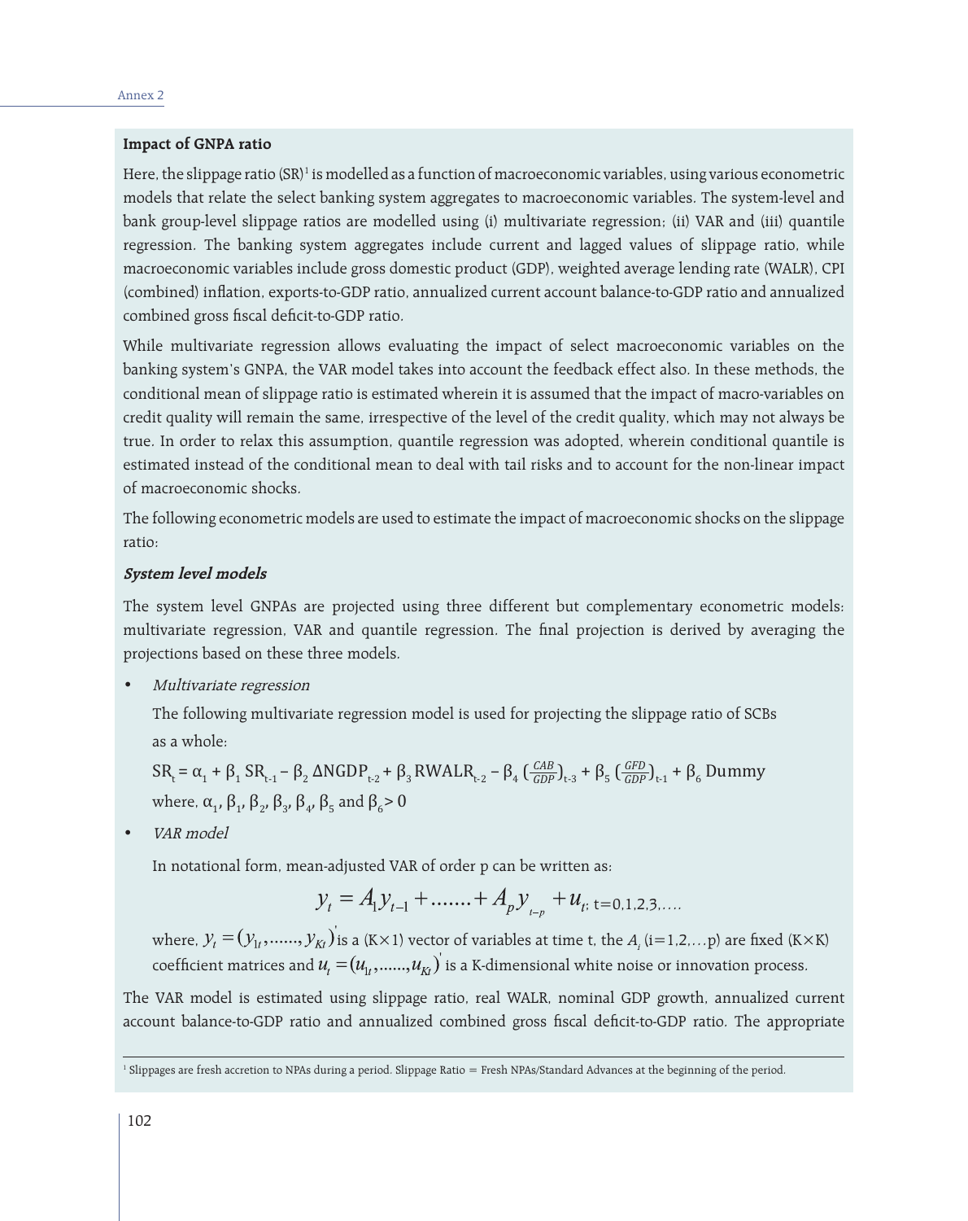### Impact of GNPA ratio

Here, the slippage ratio (SR)[1] is modelled as a function of macroeconomic variables, using various econometric models that relate the select banking system aggregates to macroeconomic variables. The system-level and bank group-level slippage ratios are modelled using (i) multivariate regression; (ii) VAR and (iii) quantile regression. The banking system aggregates include current and lagged values of slippage ratio, while macroeconomic variables include gross domestic product (GDP), weighted average lending rate (WALR), CPI (combined) inflation, exports-to-GDP ratio, annualized current account balance-to-GDP ratio and annualized combined gross fiscal deficit-to-GDP ratio.

While multivariate regression allows evaluating the impact of select macroeconomic variables on the banking system's GNPA, the VAR model takes into account the feedback effect also. In these methods, the conditional mean of slippage ratio is estimated wherein it is assumed that the impact of macro-variables on credit quality will remain the same, irrespective of the level of the credit quality, which may not always be true. In order to relax this assumption, quantile regression was adopted, wherein conditional quantile is estimated instead of the conditional mean to deal with tail risks and to account for the non-linear impact of macroeconomic shocks.

The following econometric models are used to estimate the impact of macroeconomic shocks on the slippage ratio:

#### *System level models*

The system level GNPAs are projected using three different but complementary econometric models: multivariate regression, VAR and quantile regression. The final projection is derived by averaging the projections based on these three models.

- *Multivariate regression*

  The following multivariate regression model is used for projecting the slippage ratio of SCBs as a whole:

  $$SR_t = \alpha_1 + \beta_1 SR_{t-1} - \beta_2 \Delta NGDP_{t-2} + \beta_3 RWALR_{t-2} - \beta_4 \left(\tfrac{CAB}{GDP}\right)_{t-3} + \beta_5 \left(\tfrac{GFD}{GDP}\right)_{t-1} + \beta_6 \, Dummy$$

  where, $\alpha_1$, $\beta_1$, $\beta_2$, $\beta_3$, $\beta_4$, $\beta_5$ and $\beta_6 > 0$

- *VAR model*

  In notational form, mean-adjusted VAR of order p can be written as:

  $$y_t = A_1 y_{t-1} + \ldots\ldots + A_p y_{t-p} + u_t; \; t = 0,1,2,3,\ldots.$$

  where, $y_t = (y_{1t}, \ldots\ldots, y_{Kt})'$ is a (K×1) vector of variables at time t, the $A_i$ (i=1,2,…p) are fixed (K×K) coefficient matrices and $u_t = (u_{1t}, \ldots\ldots, u_{Kt})'$ is a K-dimensional white noise or innovation process.

The VAR model is estimated using slippage ratio, real WALR, nominal GDP growth, annualized current account balance-to-GDP ratio and annualized combined gross fiscal deficit-to-GDP ratio. The appropriate

[1] Slippages are fresh accretion to NPAs during a period. Slippage Ratio = Fresh NPAs/Standard Advances at the beginning of the period.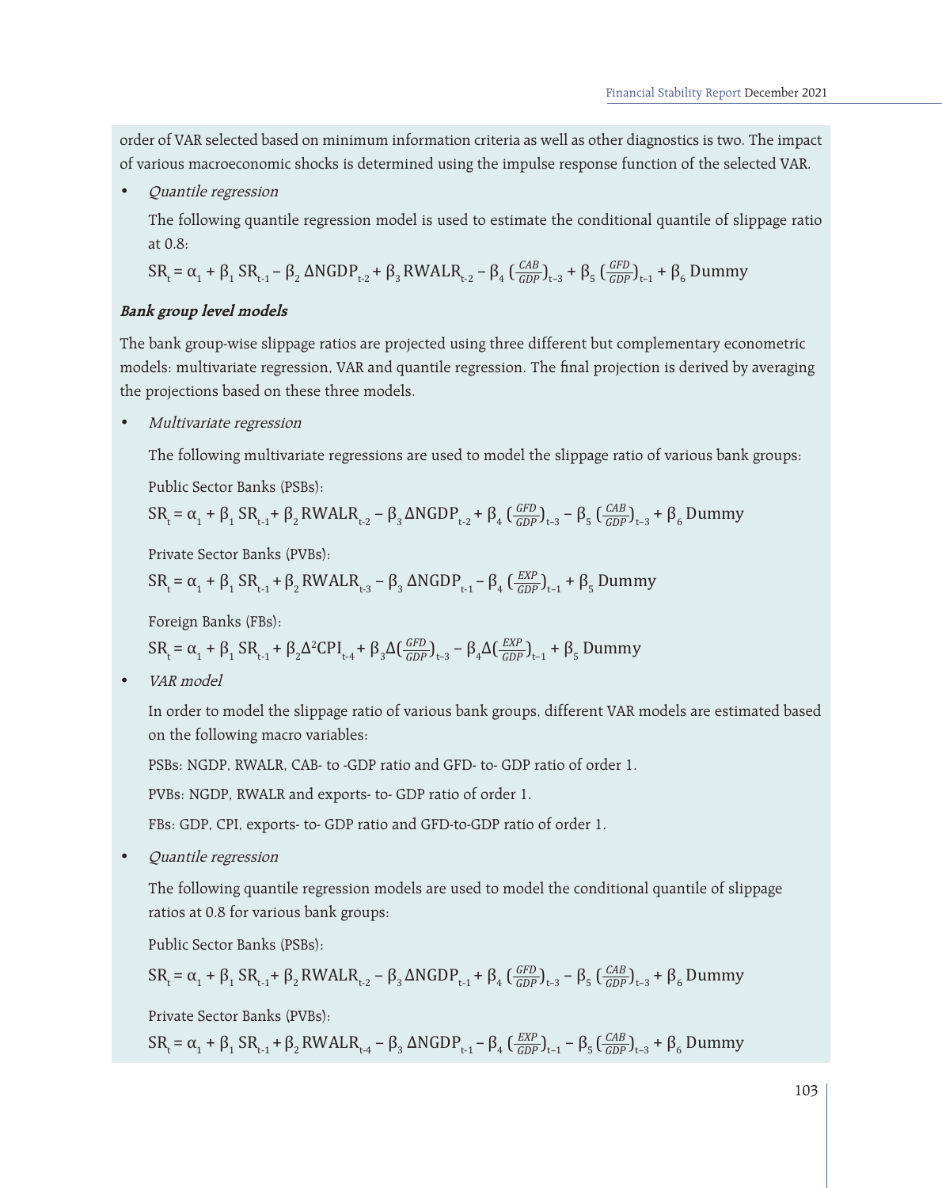order of VAR selected based on minimum information criteria as well as other diagnostics is two. The impact of various macroeconomic shocks is determined using the impulse response function of the selected VAR.

- *Quantile regression*

  The following quantile regression model is used to estimate the conditional quantile of slippage ratio at 0.8:

  $$SR_t = \alpha_1 + \beta_1 SR_{t-1} - \beta_2 \Delta NGDP_{t-2} + \beta_3 RWALR_{t-2} - \beta_4 \left(\frac{CAB}{GDP}\right)_{t-3} + \beta_5 \left(\frac{GFD}{GDP}\right)_{t-1} + \beta_6 \text{Dummy}$$

***Bank group level models***

The bank group-wise slippage ratios are projected using three different but complementary econometric models: multivariate regression, VAR and quantile regression. The final projection is derived by averaging the projections based on these three models.

- *Multivariate regression*

  The following multivariate regressions are used to model the slippage ratio of various bank groups:

  Public Sector Banks (PSBs):

  $$SR_t = \alpha_1 + \beta_1 SR_{t-1} + \beta_2 RWALR_{t-2} - \beta_3 \Delta NGDP_{t-2} + \beta_4 \left(\frac{GFD}{GDP}\right)_{t-3} - \beta_5 \left(\frac{CAB}{GDP}\right)_{t-3} + \beta_6 \text{Dummy}$$

  Private Sector Banks (PVBs):

  $$SR_t = \alpha_1 + \beta_1 SR_{t-1} + \beta_2 RWALR_{t-3} - \beta_3 \Delta NGDP_{t-1} - \beta_4 \left(\frac{EXP}{GDP}\right)_{t-1} + \beta_5 \text{Dummy}$$

  Foreign Banks (FBs):

  $$SR_t = \alpha_1 + \beta_1 SR_{t-1} + \beta_2 \Delta^2 CPI_{t-4} + \beta_3 \Delta\left(\frac{GFD}{GDP}\right)_{t-3} - \beta_4 \Delta\left(\frac{EXP}{GDP}\right)_{t-1} + \beta_5 \text{Dummy}$$

- *VAR model*

  In order to model the slippage ratio of various bank groups, different VAR models are estimated based on the following macro variables:

  PSBs: NGDP, RWALR, CAB- to -GDP ratio and GFD- to- GDP ratio of order 1.

  PVBs: NGDP, RWALR and exports- to- GDP ratio of order 1.

  FBs: GDP, CPI, exports- to- GDP ratio and GFD-to-GDP ratio of order 1.

- *Quantile regression*

  The following quantile regression models are used to model the conditional quantile of slippage ratios at 0.8 for various bank groups:

  Public Sector Banks (PSBs):

  $$SR_t = \alpha_1 + \beta_1 SR_{t-1} + \beta_2 RWALR_{t-2} - \beta_3 \Delta NGDP_{t-1} + \beta_4 \left(\frac{GFD}{GDP}\right)_{t-3} - \beta_5 \left(\frac{CAB}{GDP}\right)_{t-3} + \beta_6 \text{Dummy}$$

  Private Sector Banks (PVBs):

  $$SR_t = \alpha_1 + \beta_1 SR_{t-1} + \beta_2 RWALR_{t-4} - \beta_3 \Delta NGDP_{t-1} - \beta_4 \left(\frac{EXP}{GDP}\right)_{t-1} - \beta_5 \left(\frac{CAB}{GDP}\right)_{t-3} + \beta_6 \text{Dummy}$$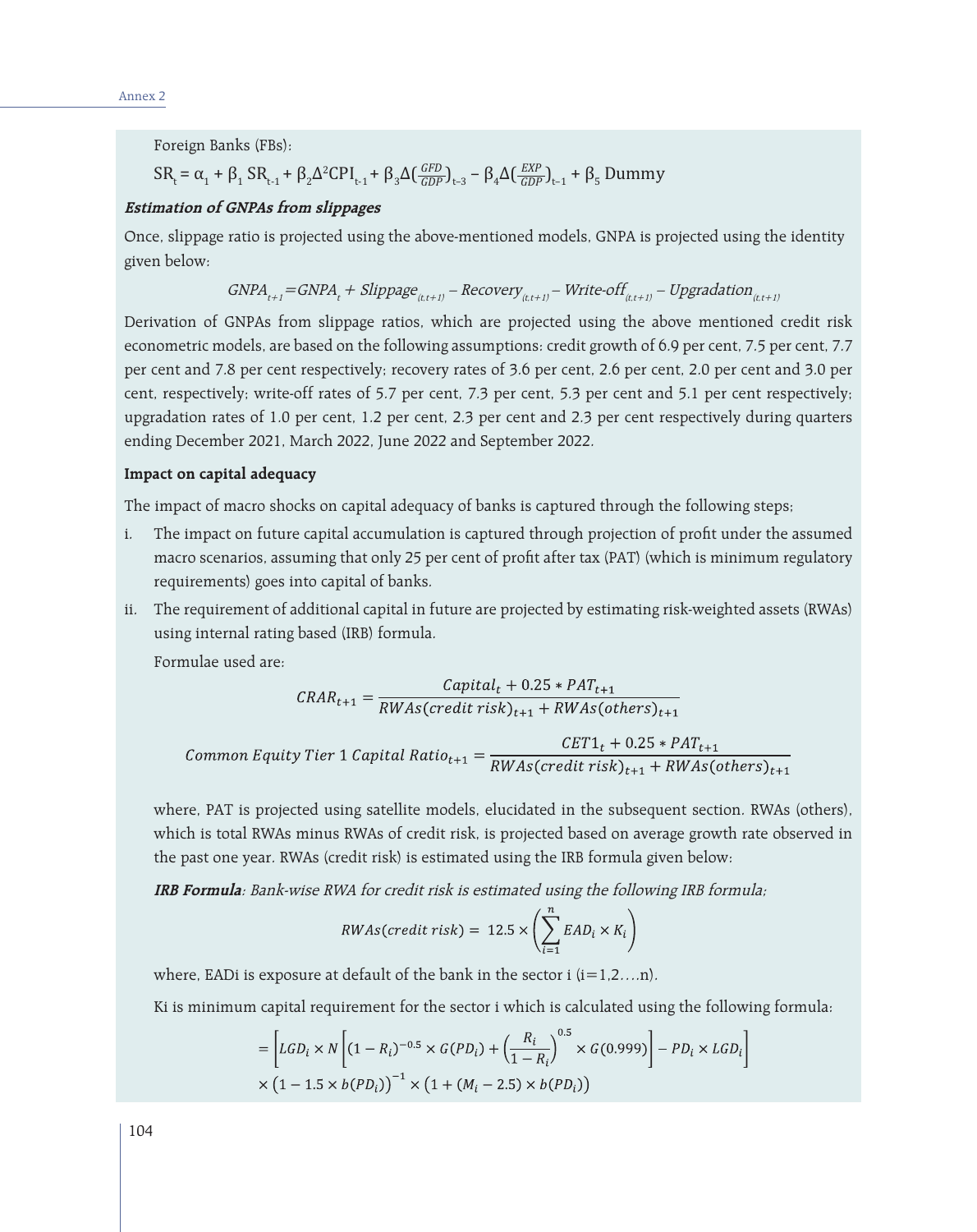Foreign Banks (FBs):

$$SR_t = \alpha_1 + \beta_1 SR_{t-1} + \beta_2\Delta^2 CPI_{t-1} + \beta_3\Delta(\tfrac{GFD}{GDP})_{t-3} - \beta_4\Delta(\tfrac{EXP}{GDP})_{t-1} + \beta_5 \text{ Dummy}$$

***Estimation of GNPAs from slippages***

Once, slippage ratio is projected using the above-mentioned models, GNPA is projected using the identity given below:

$$GNPA_{t+1} = GNPA_t + Slippage_{(t,t+1)} - Recovery_{(t,t+1)} - Write\text{-}off_{(t,t+1)} - Upgradation_{(t,t+1)}$$

Derivation of GNPAs from slippage ratios, which are projected using the above mentioned credit risk econometric models, are based on the following assumptions: credit growth of 6.9 per cent, 7.5 per cent, 7.7 per cent and 7.8 per cent respectively; recovery rates of 3.6 per cent, 2.6 per cent, 2.0 per cent and 3.0 per cent, respectively; write-off rates of 5.7 per cent, 7.3 per cent, 5.3 per cent and 5.1 per cent respectively; upgradation rates of 1.0 per cent, 1.2 per cent, 2.3 per cent and 2.3 per cent respectively during quarters ending December 2021, March 2022, June 2022 and September 2022.

**Impact on capital adequacy**

The impact of macro shocks on capital adequacy of banks is captured through the following steps;

i. The impact on future capital accumulation is captured through projection of profit under the assumed macro scenarios, assuming that only 25 per cent of profit after tax (PAT) (which is minimum regulatory requirements) goes into capital of banks.

ii. The requirement of additional capital in future are projected by estimating risk-weighted assets (RWAs) using internal rating based (IRB) formula.

   Formulae used are:

$$CRAR_{t+1} = \frac{Capital_t + 0.25 * PAT_{t+1}}{RWAs(credit\ risk)_{t+1} + RWAs(others)_{t+1}}$$

$$Common\ Equity\ Tier\ 1\ Capital\ Ratio_{t+1} = \frac{CET1_t + 0.25 * PAT_{t+1}}{RWAs(credit\ risk)_{t+1} + RWAs(others)_{t+1}}$$

   where, PAT is projected using satellite models, elucidated in the subsequent section. RWAs (others), which is total RWAs minus RWAs of credit risk, is projected based on average growth rate observed in the past one year. RWAs (credit risk) is estimated using the IRB formula given below:

   ***IRB Formula****: Bank-wise RWA for credit risk is estimated using the following IRB formula;*

$$RWAs(credit\ risk) = 12.5 \times \left(\sum_{i=1}^{n} EAD_i \times K_i\right)$$

   where, EADi is exposure at default of the bank in the sector i (i=1,2….n).

   Ki is minimum capital requirement for the sector i which is calculated using the following formula:

$$= \left[LGD_i \times N\left[(1 - R_i)^{-0.5} \times G(PD_i) + \left(\frac{R_i}{1 - R_i}\right)^{0.5} \times G(0.999)\right] - PD_i \times LGD_i\right] \times \left(1 - 1.5 \times b(PD_i)\right)^{-1} \times \left(1 + (M_i - 2.5) \times b(PD_i)\right)$$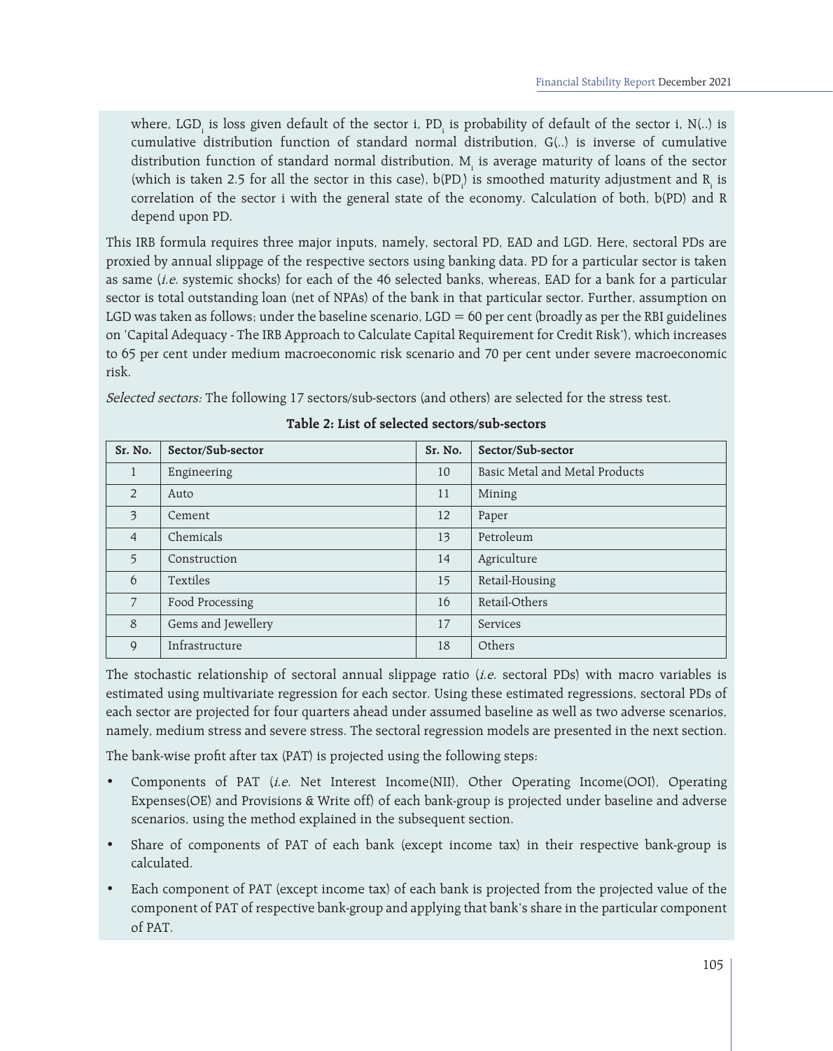where, $LGD_i$ is loss given default of the sector i, $PD_i$ is probability of default of the sector i, N(..) is cumulative distribution function of standard normal distribution, G(..) is inverse of cumulative distribution function of standard normal distribution, $M_i$ is average maturity of loans of the sector (which is taken 2.5 for all the sector in this case), $b(PD_i)$ is smoothed maturity adjustment and $R_i$ is correlation of the sector i with the general state of the economy. Calculation of both, b(PD) and R depend upon PD.

This IRB formula requires three major inputs, namely, sectoral PD, EAD and LGD. Here, sectoral PDs are proxied by annual slippage of the respective sectors using banking data. PD for a particular sector is taken as same (*i.e.* systemic shocks) for each of the 46 selected banks, whereas, EAD for a bank for a particular sector is total outstanding loan (net of NPAs) of the bank in that particular sector. Further, assumption on LGD was taken as follows; under the baseline scenario, LGD = 60 per cent (broadly as per the RBI guidelines on 'Capital Adequacy - The IRB Approach to Calculate Capital Requirement for Credit Risk'), which increases to 65 per cent under medium macroeconomic risk scenario and 70 per cent under severe macroeconomic risk.

*Selected sectors:* The following 17 sectors/sub-sectors (and others) are selected for the stress test.

**Table 2: List of selected sectors/sub-sectors**

| Sr. No. | Sector/Sub-sector | Sr. No. | Sector/Sub-sector |
|---|---|---|---|
| 1 | Engineering | 10 | Basic Metal and Metal Products |
| 2 | Auto | 11 | Mining |
| 3 | Cement | 12 | Paper |
| 4 | Chemicals | 13 | Petroleum |
| 5 | Construction | 14 | Agriculture |
| 6 | Textiles | 15 | Retail-Housing |
| 7 | Food Processing | 16 | Retail-Others |
| 8 | Gems and Jewellery | 17 | Services |
| 9 | Infrastructure | 18 | Others |

The stochastic relationship of sectoral annual slippage ratio (*i.e.* sectoral PDs) with macro variables is estimated using multivariate regression for each sector. Using these estimated regressions, sectoral PDs of each sector are projected for four quarters ahead under assumed baseline as well as two adverse scenarios, namely, medium stress and severe stress. The sectoral regression models are presented in the next section.

The bank-wise profit after tax (PAT) is projected using the following steps:

- Components of PAT (*i.e.* Net Interest Income(NII), Other Operating Income(OOI), Operating Expenses(OE) and Provisions & Write off) of each bank-group is projected under baseline and adverse scenarios, using the method explained in the subsequent section.
- Share of components of PAT of each bank (except income tax) in their respective bank-group is calculated.
- Each component of PAT (except income tax) of each bank is projected from the projected value of the component of PAT of respective bank-group and applying that bank's share in the particular component of PAT.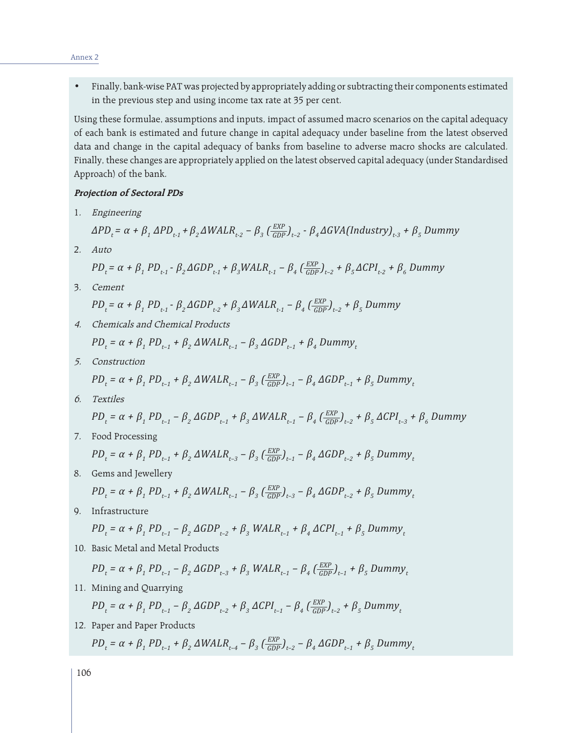- Finally, bank-wise PAT was projected by appropriately adding or subtracting their components estimated in the previous step and using income tax rate at 35 per cent.

Using these formulae, assumptions and inputs, impact of assumed macro scenarios on the capital adequacy of each bank is estimated and future change in capital adequacy under baseline from the latest observed data and change in the capital adequacy of banks from baseline to adverse macro shocks are calculated. Finally, these changes are appropriately applied on the latest observed capital adequacy (under Standardised Approach) of the bank.

***Projection of Sectoral PDs***

1. *Engineering*

$$\Delta PD_t = \alpha + \beta_1 \Delta PD_{t-1} + \beta_2 \Delta WALR_{t-2} - \beta_3 \left(\frac{EXP}{GDP}\right)_{t-2} - \beta_4 \Delta GVA(Industry)_{t-3} + \beta_5\, Dummy$$

2. *Auto*

$$PD_t = \alpha + \beta_1 PD_{t-1} - \beta_2 \Delta GDP_{t-1} + \beta_3 WALR_{t-1} - \beta_4 \left(\frac{EXP}{GDP}\right)_{t-2} + \beta_5 \Delta CPI_{t-2} + \beta_6\, Dummy$$

3. *Cement*

$$PD_t = \alpha + \beta_1 PD_{t-1} - \beta_2 \Delta GDP_{t-2} + \beta_3 \Delta WALR_{t-1} - \beta_4 \left(\frac{EXP}{GDP}\right)_{t-2} + \beta_5\, Dummy$$

4. *Chemicals and Chemical Products*

$$PD_t = \alpha + \beta_1 PD_{t-1} + \beta_2 \Delta WALR_{t-1} - \beta_3 \Delta GDP_{t-1} + \beta_4\, Dummy_t$$

5. *Construction*

$$PD_t = \alpha + \beta_1 PD_{t-1} + \beta_2 \Delta WALR_{t-1} - \beta_3 \left(\frac{EXP}{GDP}\right)_{t-1} - \beta_4 \Delta GDP_{t-1} + \beta_5\, Dummy_t$$

6. *Textiles*

$$PD_t = \alpha + \beta_1 PD_{t-1} - \beta_2 \Delta GDP_{t-1} + \beta_3 \Delta WALR_{t-1} - \beta_4 \left(\frac{EXP}{GDP}\right)_{t-2} + \beta_5 \Delta CPI_{t-3} + \beta_6\, Dummy$$

7. Food Processing

$$PD_t = \alpha + \beta_1 PD_{t-1} + \beta_2 \Delta WALR_{t-3} - \beta_3 \left(\frac{EXP}{GDP}\right)_{t-1} - \beta_4 \Delta GDP_{t-2} + \beta_5\, Dummy_t$$

8. Gems and Jewellery

$$PD_t = \alpha + \beta_1 PD_{t-1} + \beta_2 \Delta WALR_{t-1} - \beta_3 \left(\frac{EXP}{GDP}\right)_{t-3} - \beta_4 \Delta GDP_{t-2} + \beta_5\, Dummy_t$$

9. Infrastructure

$$PD_t = \alpha + \beta_1 PD_{t-1} - \beta_2 \Delta GDP_{t-2} + \beta_3 WALR_{t-1} + \beta_4 \Delta CPI_{t-1} + \beta_5\, Dummy_t$$

10. Basic Metal and Metal Products

$$PD_t = \alpha + \beta_1 PD_{t-1} - \beta_2 \Delta GDP_{t-3} + \beta_3 WALR_{t-1} - \beta_4 \left(\frac{EXP}{GDP}\right)_{t-1} + \beta_5\, Dummy_t$$

11. Mining and Quarrying

$$PD_t = \alpha + \beta_1 PD_{t-1} - \beta_2 \Delta GDP_{t-2} + \beta_3 \Delta CPI_{t-1} - \beta_4 \left(\frac{EXP}{GDP}\right)_{t-2} + \beta_5\, Dummy_t$$

12. Paper and Paper Products

$$PD_t = \alpha + \beta_1 PD_{t-1} + \beta_2 \Delta WALR_{t-4} - \beta_3 \left(\frac{EXP}{GDP}\right)_{t-2} - \beta_4 \Delta GDP_{t-1} + \beta_5\, Dummy_t$$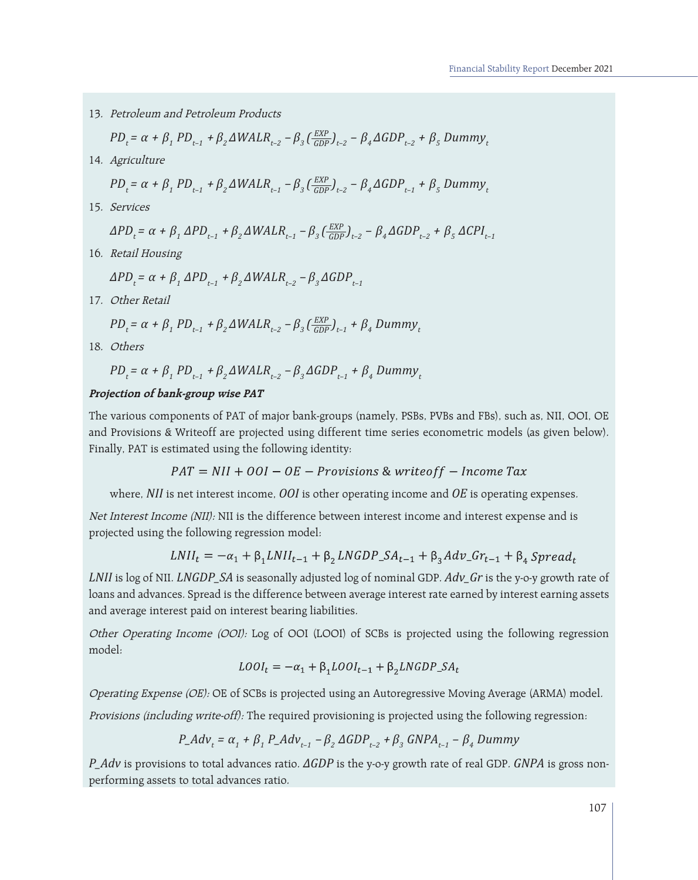13. *Petroleum and Petroleum Products*

$$PD_t = \alpha + \beta_1 PD_{t-1} + \beta_2 \Delta WALR_{t-2} - \beta_3 (\tfrac{EXP}{GDP})_{t-2} - \beta_4 \Delta GDP_{t-2} + \beta_5 Dummy_t$$

14. *Agriculture*

$$PD_t = \alpha + \beta_1 PD_{t-1} + \beta_2 \Delta WALR_{t-1} - \beta_3 (\tfrac{EXP}{GDP})_{t-2} - \beta_4 \Delta GDP_{t-1} + \beta_5 Dummy_t$$

15. *Services*

$$\Delta PD_t = \alpha + \beta_1 \Delta PD_{t-1} + \beta_2 \Delta WALR_{t-1} - \beta_3 (\tfrac{EXP}{GDP})_{t-2} - \beta_4 \Delta GDP_{t-2} + \beta_5 \Delta CPI_{t-1}$$

16. *Retail Housing*

$$\Delta PD_t = \alpha + \beta_1 \Delta PD_{t-1} + \beta_2 \Delta WALR_{t-2} - \beta_3 \Delta GDP_{t-1}$$

17. *Other Retail*

$$PD_t = \alpha + \beta_1 PD_{t-1} + \beta_2 \Delta WALR_{t-2} - \beta_3 (\tfrac{EXP}{GDP})_{t-1} + \beta_4 Dummy_t$$

18. *Others*

$$PD_t = \alpha + \beta_1 PD_{t-1} + \beta_2 \Delta WALR_{t-2} - \beta_3 \Delta GDP_{t-1} + \beta_4 Dummy_t$$

***Projection of bank-group wise PAT***

The various components of PAT of major bank-groups (namely, PSBs, PVBs and FBs), such as, NII, OOI, OE and Provisions & Writeoff are projected using different time series econometric models (as given below). Finally, PAT is estimated using the following identity:

$$PAT = NII + OOI - OE - Provisions \ \& \ writeoff - Income \ Tax$$

where, *NII* is net interest income, *OOI* is other operating income and *OE* is operating expenses.

*Net Interest Income (NII):* NII is the difference between interest income and interest expense and is projected using the following regression model:

$$LNII_t = -\alpha_1 + \beta_1 LNII_{t-1} + \beta_2 LNGDP\_SA_{t-1} + \beta_3 Adv\_Gr_{t-1} + \beta_4 Spread_t$$

*LNII* is log of NII. *LNGDP_SA* is seasonally adjusted log of nominal GDP. *Adv_Gr* is the y-o-y growth rate of loans and advances. Spread is the difference between average interest rate earned by interest earning assets and average interest paid on interest bearing liabilities.

*Other Operating Income (OOI):* Log of OOI (LOOI) of SCBs is projected using the following regression model:

$$LOOI_t = -\alpha_1 + \beta_1 LOOI_{t-1} + \beta_2 LNGDP\_SA_t$$

*Operating Expense (OE):* OE of SCBs is projected using an Autoregressive Moving Average (ARMA) model.

*Provisions (including write-off):* The required provisioning is projected using the following regression:

$$P\_Adv_t = \alpha_1 + \beta_1 P\_Adv_{t-1} - \beta_2 \Delta GDP_{t-2} + \beta_3 GNPA_{t-1} - \beta_4 Dummy$$

*P_Adv* is provisions to total advances ratio. *ΔGDP* is the y-o-y growth rate of real GDP. *GNPA* is gross non-performing assets to total advances ratio.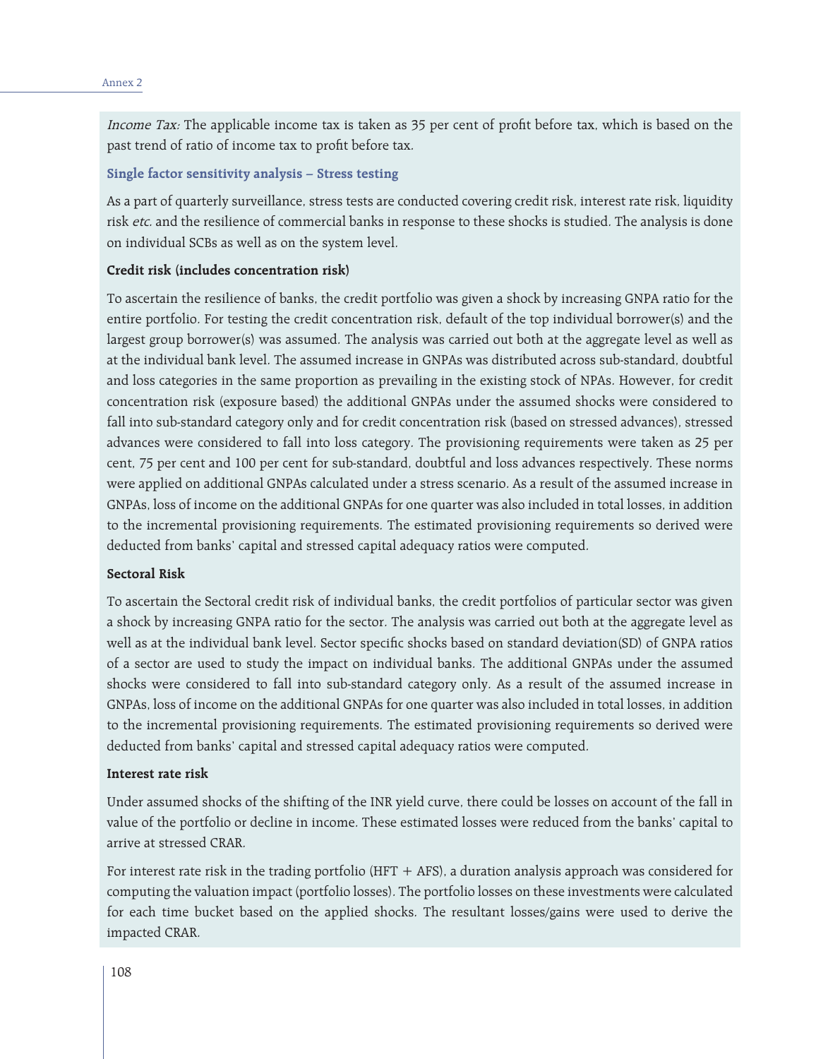*Income Tax:* The applicable income tax is taken as 35 per cent of profit before tax, which is based on the past trend of ratio of income tax to profit before tax.

### Single factor sensitivity analysis – Stress testing

As a part of quarterly surveillance, stress tests are conducted covering credit risk, interest rate risk, liquidity risk *etc.* and the resilience of commercial banks in response to these shocks is studied. The analysis is done on individual SCBs as well as on the system level.

#### Credit risk (includes concentration risk)

To ascertain the resilience of banks, the credit portfolio was given a shock by increasing GNPA ratio for the entire portfolio. For testing the credit concentration risk, default of the top individual borrower(s) and the largest group borrower(s) was assumed. The analysis was carried out both at the aggregate level as well as at the individual bank level. The assumed increase in GNPAs was distributed across sub-standard, doubtful and loss categories in the same proportion as prevailing in the existing stock of NPAs. However, for credit concentration risk (exposure based) the additional GNPAs under the assumed shocks were considered to fall into sub-standard category only and for credit concentration risk (based on stressed advances), stressed advances were considered to fall into loss category. The provisioning requirements were taken as 25 per cent, 75 per cent and 100 per cent for sub-standard, doubtful and loss advances respectively. These norms were applied on additional GNPAs calculated under a stress scenario. As a result of the assumed increase in GNPAs, loss of income on the additional GNPAs for one quarter was also included in total losses, in addition to the incremental provisioning requirements. The estimated provisioning requirements so derived were deducted from banks' capital and stressed capital adequacy ratios were computed.

#### Sectoral Risk

To ascertain the Sectoral credit risk of individual banks, the credit portfolios of particular sector was given a shock by increasing GNPA ratio for the sector. The analysis was carried out both at the aggregate level as well as at the individual bank level. Sector specific shocks based on standard deviation(SD) of GNPA ratios of a sector are used to study the impact on individual banks. The additional GNPAs under the assumed shocks were considered to fall into sub-standard category only. As a result of the assumed increase in GNPAs, loss of income on the additional GNPAs for one quarter was also included in total losses, in addition to the incremental provisioning requirements. The estimated provisioning requirements so derived were deducted from banks' capital and stressed capital adequacy ratios were computed.

#### Interest rate risk

Under assumed shocks of the shifting of the INR yield curve, there could be losses on account of the fall in value of the portfolio or decline in income. These estimated losses were reduced from the banks' capital to arrive at stressed CRAR.

For interest rate risk in the trading portfolio (HFT + AFS), a duration analysis approach was considered for computing the valuation impact (portfolio losses). The portfolio losses on these investments were calculated for each time bucket based on the applied shocks. The resultant losses/gains were used to derive the impacted CRAR.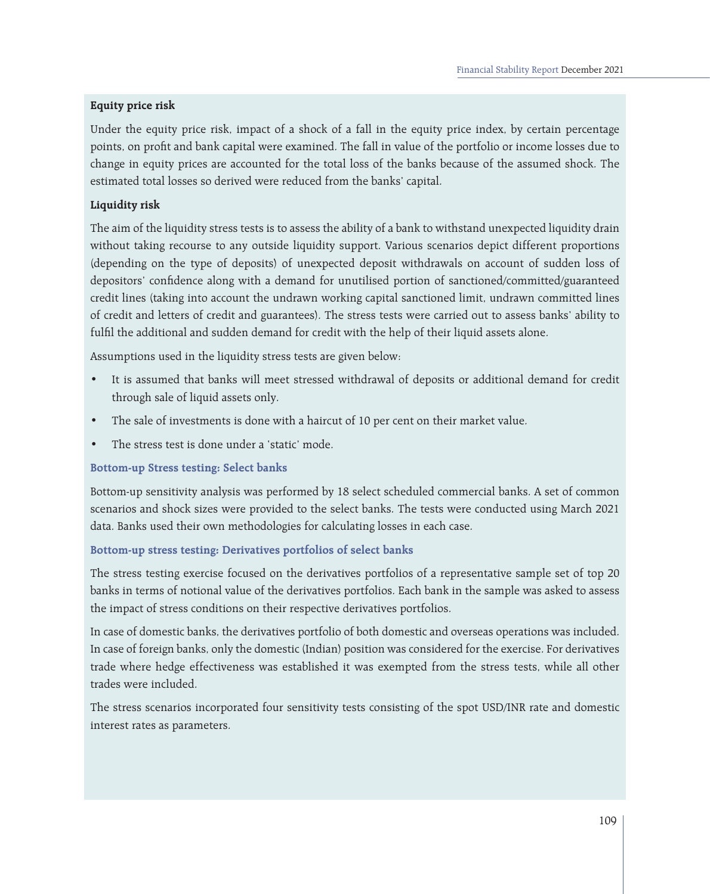**Equity price risk**

Under the equity price risk, impact of a shock of a fall in the equity price index, by certain percentage points, on profit and bank capital were examined. The fall in value of the portfolio or income losses due to change in equity prices are accounted for the total loss of the banks because of the assumed shock. The estimated total losses so derived were reduced from the banks' capital.

**Liquidity risk**

The aim of the liquidity stress tests is to assess the ability of a bank to withstand unexpected liquidity drain without taking recourse to any outside liquidity support. Various scenarios depict different proportions (depending on the type of deposits) of unexpected deposit withdrawals on account of sudden loss of depositors' confidence along with a demand for unutilised portion of sanctioned/committed/guaranteed credit lines (taking into account the undrawn working capital sanctioned limit, undrawn committed lines of credit and letters of credit and guarantees). The stress tests were carried out to assess banks' ability to fulfil the additional and sudden demand for credit with the help of their liquid assets alone.

Assumptions used in the liquidity stress tests are given below:

- It is assumed that banks will meet stressed withdrawal of deposits or additional demand for credit through sale of liquid assets only.
- The sale of investments is done with a haircut of 10 per cent on their market value.
- The stress test is done under a 'static' mode.

**Bottom-up Stress testing: Select banks**

Bottom-up sensitivity analysis was performed by 18 select scheduled commercial banks. A set of common scenarios and shock sizes were provided to the select banks. The tests were conducted using March 2021 data. Banks used their own methodologies for calculating losses in each case.

**Bottom-up stress testing: Derivatives portfolios of select banks**

The stress testing exercise focused on the derivatives portfolios of a representative sample set of top 20 banks in terms of notional value of the derivatives portfolios. Each bank in the sample was asked to assess the impact of stress conditions on their respective derivatives portfolios.

In case of domestic banks, the derivatives portfolio of both domestic and overseas operations was included. In case of foreign banks, only the domestic (Indian) position was considered for the exercise. For derivatives trade where hedge effectiveness was established it was exempted from the stress tests, while all other trades were included.

The stress scenarios incorporated four sensitivity tests consisting of the spot USD/INR rate and domestic interest rates as parameters.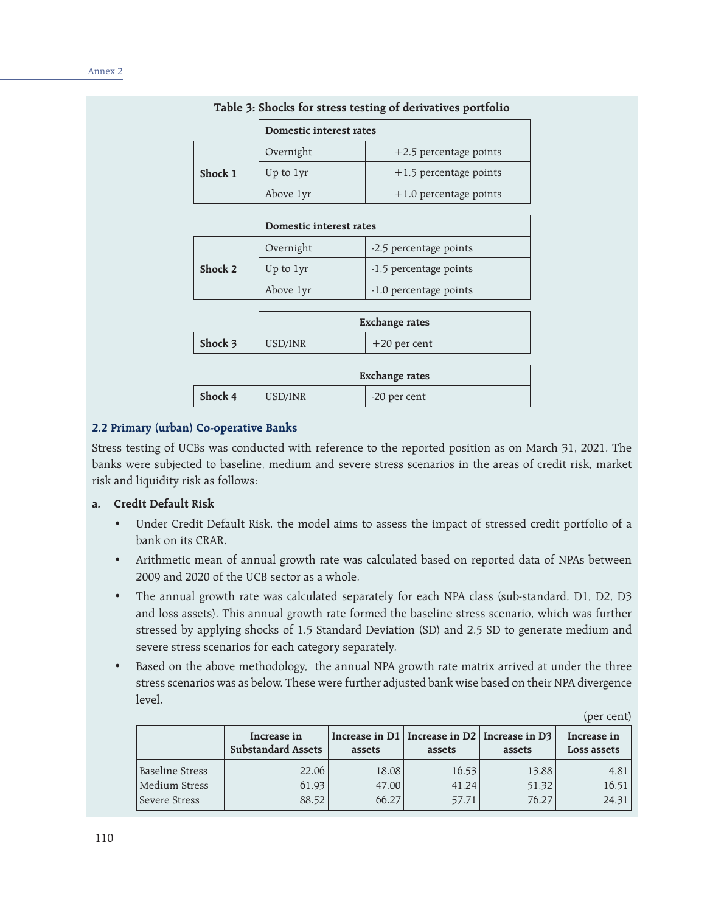**Table 3: Shocks for stress testing of derivatives portfolio**

| | Domestic interest rates | |
|---|---|---|
| Shock 1 | Overnight | +2.5 percentage points |
| | Up to 1yr | +1.5 percentage points |
| | Above 1yr | +1.0 percentage points |

| | Domestic interest rates | |
|---|---|---|
| Shock 2 | Overnight | -2.5 percentage points |
| | Up to 1yr | -1.5 percentage points |
| | Above 1yr | -1.0 percentage points |

| | Exchange rates | |
|---|---|---|
| Shock 3 | USD/INR | +20 per cent |

| | Exchange rates | |
|---|---|---|
| Shock 4 | USD/INR | -20 per cent |

### 2.2 Primary (urban) Co-operative Banks

Stress testing of UCBs was conducted with reference to the reported position as on March 31, 2021. The banks were subjected to baseline, medium and severe stress scenarios in the areas of credit risk, market risk and liquidity risk as follows:

**a. Credit Default Risk**

- Under Credit Default Risk, the model aims to assess the impact of stressed credit portfolio of a bank on its CRAR.
- Arithmetic mean of annual growth rate was calculated based on reported data of NPAs between 2009 and 2020 of the UCB sector as a whole.
- The annual growth rate was calculated separately for each NPA class (sub-standard, D1, D2, D3 and loss assets). This annual growth rate formed the baseline stress scenario, which was further stressed by applying shocks of 1.5 Standard Deviation (SD) and 2.5 SD to generate medium and severe stress scenarios for each category separately.
- Based on the above methodology, the annual NPA growth rate matrix arrived at under the three stress scenarios was as below. These were further adjusted bank wise based on their NPA divergence level.

(per cent)

| | Increase in Substandard Assets | Increase in D1 assets | Increase in D2 assets | Increase in D3 assets | Increase in Loss assets |
|---|---|---|---|---|---|
| Baseline Stress | 22.06 | 18.08 | 16.53 | 13.88 | 4.81 |
| Medium Stress | 61.93 | 47.00 | 41.24 | 51.32 | 16.51 |
| Severe Stress | 88.52 | 66.27 | 57.71 | 76.27 | 24.31 |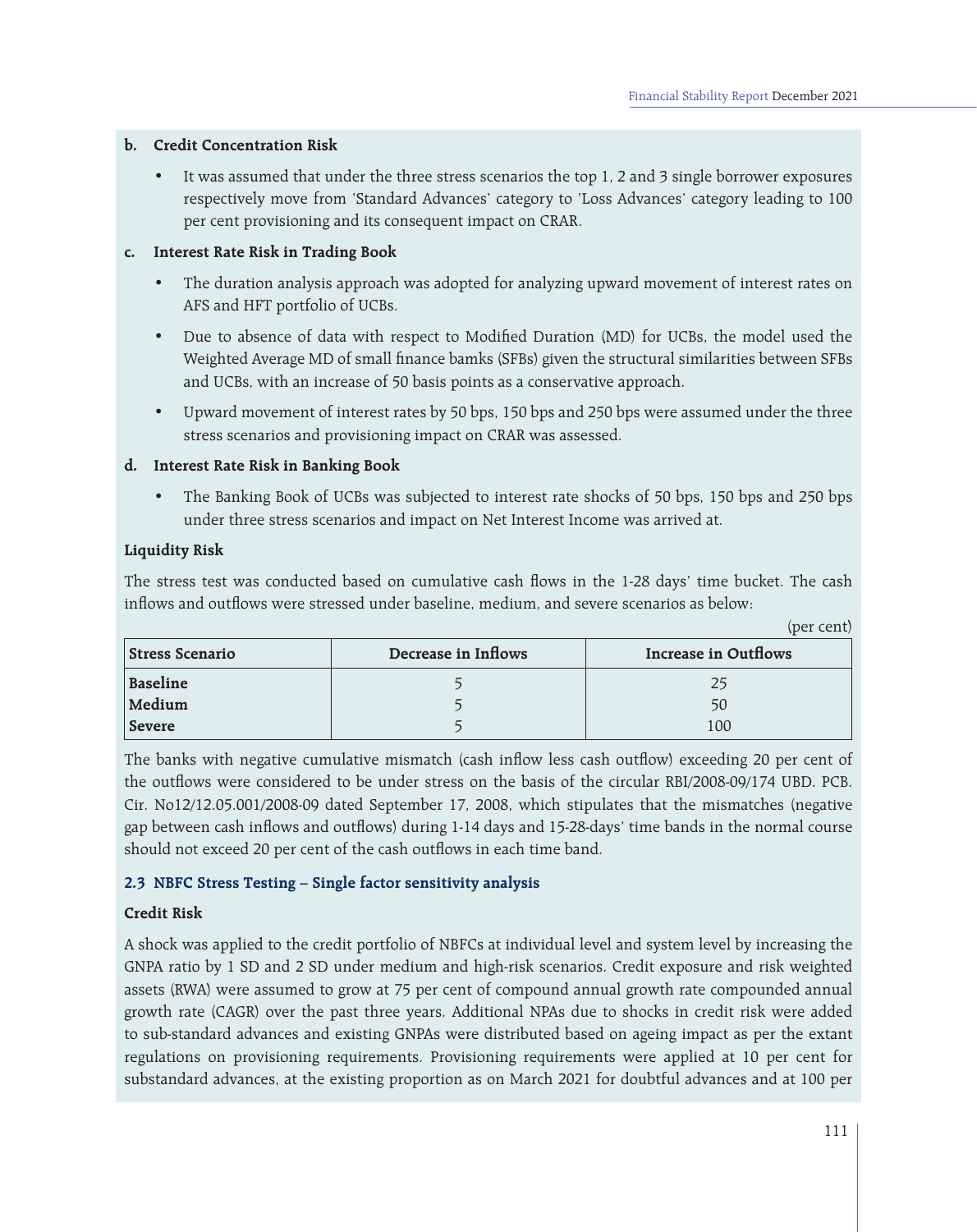**b. Credit Concentration Risk**

- It was assumed that under the three stress scenarios the top 1, 2 and 3 single borrower exposures respectively move from 'Standard Advances' category to 'Loss Advances' category leading to 100 per cent provisioning and its consequent impact on CRAR.

**c. Interest Rate Risk in Trading Book**

- The duration analysis approach was adopted for analyzing upward movement of interest rates on AFS and HFT portfolio of UCBs.
- Due to absence of data with respect to Modified Duration (MD) for UCBs, the model used the Weighted Average MD of small finance bamks (SFBs) given the structural similarities between SFBs and UCBs, with an increase of 50 basis points as a conservative approach.
- Upward movement of interest rates by 50 bps, 150 bps and 250 bps were assumed under the three stress scenarios and provisioning impact on CRAR was assessed.

**d. Interest Rate Risk in Banking Book**

- The Banking Book of UCBs was subjected to interest rate shocks of 50 bps, 150 bps and 250 bps under three stress scenarios and impact on Net Interest Income was arrived at.

**Liquidity Risk**

The stress test was conducted based on cumulative cash flows in the 1-28 days' time bucket. The cash inflows and outflows were stressed under baseline, medium, and severe scenarios as below:

(per cent)

| Stress Scenario | Decrease in Inflows | Increase in Outflows |
|---|---|---|
| **Baseline** | 5 | 25 |
| **Medium** | 5 | 50 |
| **Severe** | 5 | 100 |

The banks with negative cumulative mismatch (cash inflow less cash outflow) exceeding 20 per cent of the outflows were considered to be under stress on the basis of the circular RBI/2008-09/174 UBD. PCB. Cir. No12/12.05.001/2008-09 dated September 17, 2008, which stipulates that the mismatches (negative gap between cash inflows and outflows) during 1-14 days and 15-28-days' time bands in the normal course should not exceed 20 per cent of the cash outflows in each time band.

### 2.3 NBFC Stress Testing – Single factor sensitivity analysis

**Credit Risk**

A shock was applied to the credit portfolio of NBFCs at individual level and system level by increasing the GNPA ratio by 1 SD and 2 SD under medium and high-risk scenarios. Credit exposure and risk weighted assets (RWA) were assumed to grow at 75 per cent of compound annual growth rate compounded annual growth rate (CAGR) over the past three years. Additional NPAs due to shocks in credit risk were added to sub-standard advances and existing GNPAs were distributed based on ageing impact as per the extant regulations on provisioning requirements. Provisioning requirements were applied at 10 per cent for substandard advances, at the existing proportion as on March 2021 for doubtful advances and at 100 per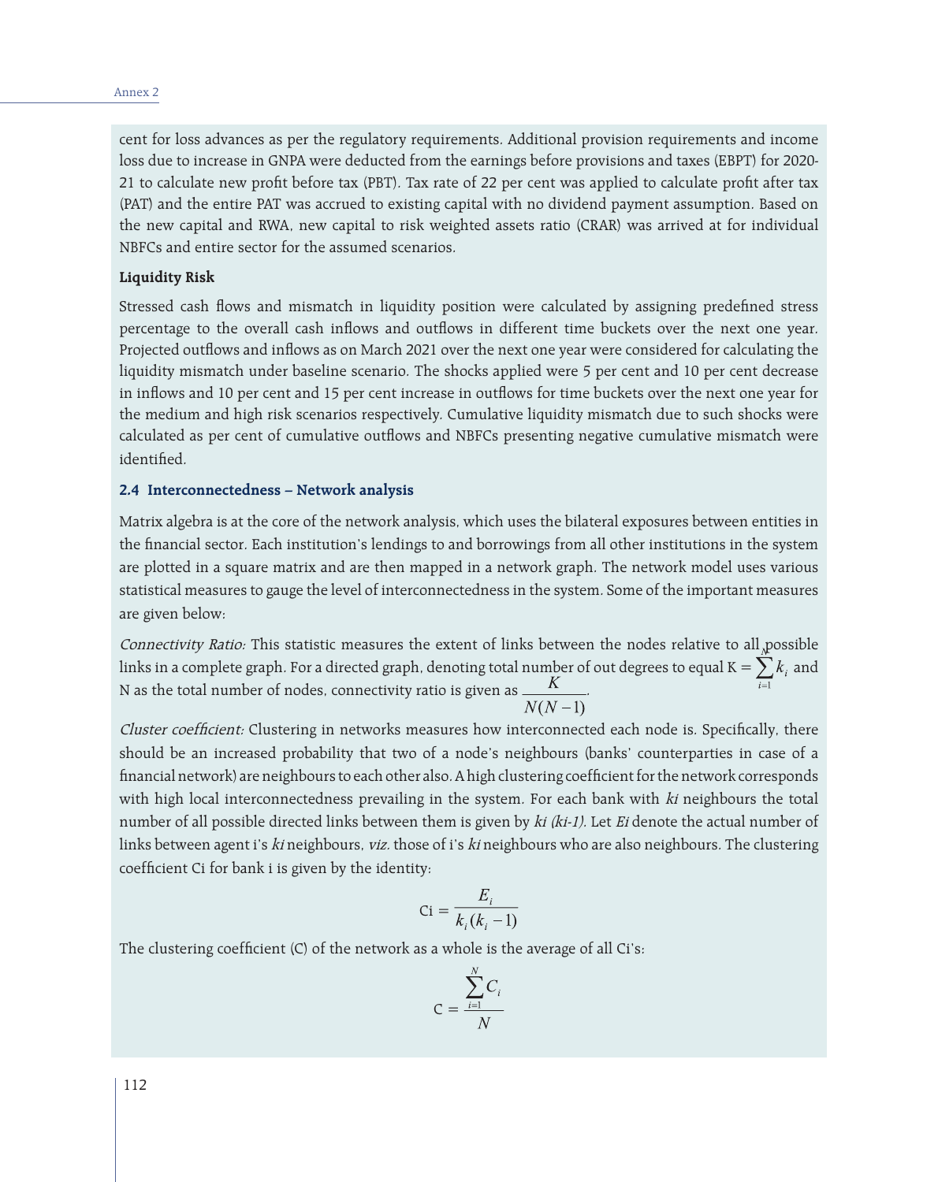cent for loss advances as per the regulatory requirements. Additional provision requirements and income loss due to increase in GNPA were deducted from the earnings before provisions and taxes (EBPT) for 2020-21 to calculate new profit before tax (PBT). Tax rate of 22 per cent was applied to calculate profit after tax (PAT) and the entire PAT was accrued to existing capital with no dividend payment assumption. Based on the new capital and RWA, new capital to risk weighted assets ratio (CRAR) was arrived at for individual NBFCs and entire sector for the assumed scenarios.

**Liquidity Risk**

Stressed cash flows and mismatch in liquidity position were calculated by assigning predefined stress percentage to the overall cash inflows and outflows in different time buckets over the next one year. Projected outflows and inflows as on March 2021 over the next one year were considered for calculating the liquidity mismatch under baseline scenario. The shocks applied were 5 per cent and 10 per cent decrease in inflows and 10 per cent and 15 per cent increase in outflows for time buckets over the next one year for the medium and high risk scenarios respectively. Cumulative liquidity mismatch due to such shocks were calculated as per cent of cumulative outflows and NBFCs presenting negative cumulative mismatch were identified.

### 2.4 Interconnectedness – Network analysis

Matrix algebra is at the core of the network analysis, which uses the bilateral exposures between entities in the financial sector. Each institution's lendings to and borrowings from all other institutions in the system are plotted in a square matrix and are then mapped in a network graph. The network model uses various statistical measures to gauge the level of interconnectedness in the system. Some of the important measures are given below:

*Connectivity Ratio:* This statistic measures the extent of links between the nodes relative to all possible links in a complete graph. For a directed graph, denoting total number of out degrees to equal $K = \sum_{i=1}^{N} k_i$ and N as the total number of nodes, connectivity ratio is given as $\frac{K}{N(N-1)}$.

*Cluster coefficient:* Clustering in networks measures how interconnected each node is. Specifically, there should be an increased probability that two of a node's neighbours (banks' counterparties in case of a financial network) are neighbours to each other also. A high clustering coefficient for the network corresponds with high local interconnectedness prevailing in the system. For each bank with $k_i$ neighbours the total number of all possible directed links between them is given by $k_i (k_i-1)$. Let $E_i$ denote the actual number of links between agent i's $k_i$ neighbours, *viz.* those of i's $k_i$ neighbours who are also neighbours. The clustering coefficient Ci for bank i is given by the identity:

$$C_i = \frac{E_i}{k_i(k_i-1)}$$

The clustering coefficient (C) of the network as a whole is the average of all Ci's:

$$C = \frac{\sum_{i=1}^{N} C_i}{N}$$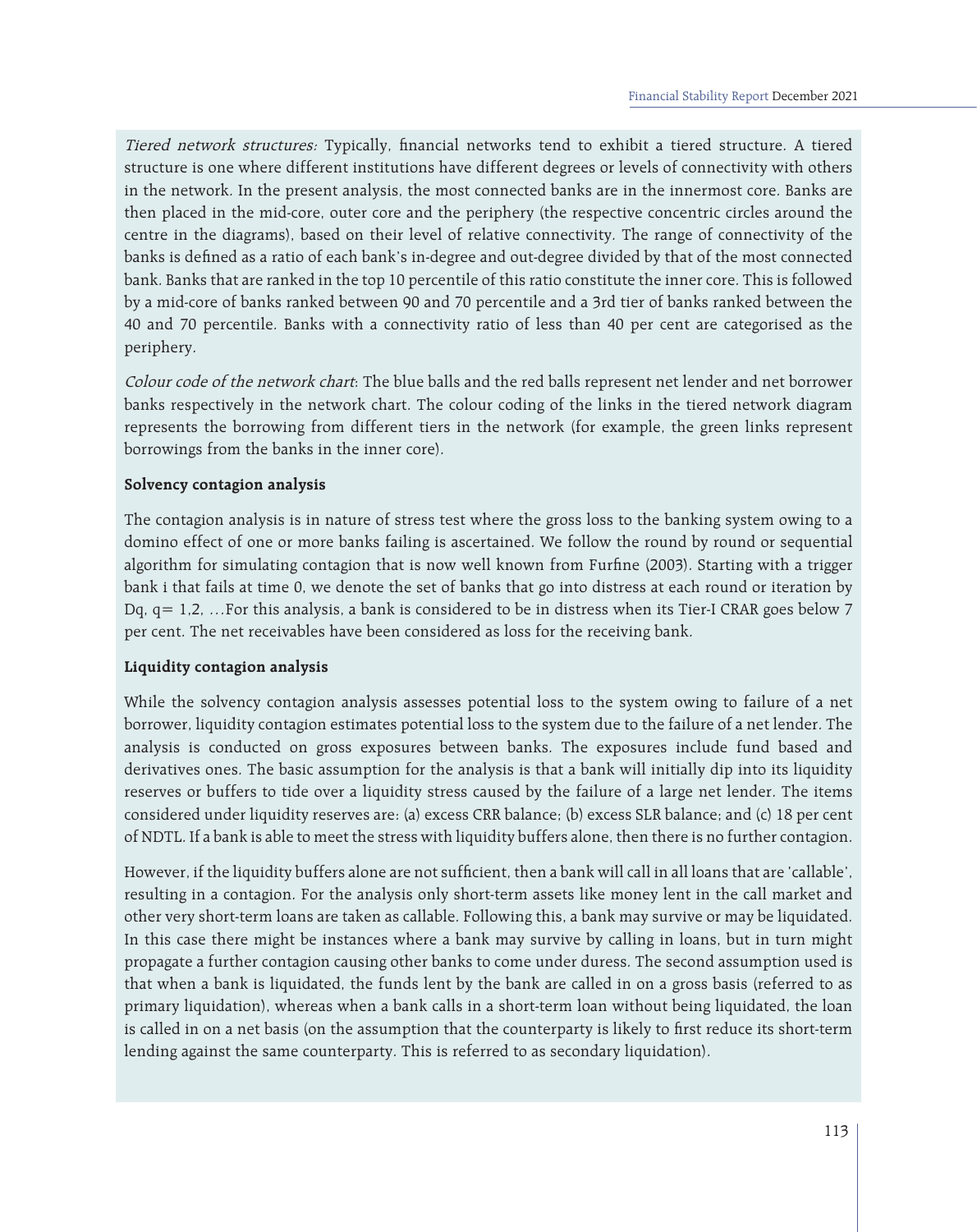*Tiered network structures:* Typically, financial networks tend to exhibit a tiered structure. A tiered structure is one where different institutions have different degrees or levels of connectivity with others in the network. In the present analysis, the most connected banks are in the innermost core. Banks are then placed in the mid-core, outer core and the periphery (the respective concentric circles around the centre in the diagrams), based on their level of relative connectivity. The range of connectivity of the banks is defined as a ratio of each bank's in-degree and out-degree divided by that of the most connected bank. Banks that are ranked in the top 10 percentile of this ratio constitute the inner core. This is followed by a mid-core of banks ranked between 90 and 70 percentile and a 3rd tier of banks ranked between the 40 and 70 percentile. Banks with a connectivity ratio of less than 40 per cent are categorised as the periphery.

*Colour code of the network chart*: The blue balls and the red balls represent net lender and net borrower banks respectively in the network chart. The colour coding of the links in the tiered network diagram represents the borrowing from different tiers in the network (for example, the green links represent borrowings from the banks in the inner core).

**Solvency contagion analysis**

The contagion analysis is in nature of stress test where the gross loss to the banking system owing to a domino effect of one or more banks failing is ascertained. We follow the round by round or sequential algorithm for simulating contagion that is now well known from Furfine (2003). Starting with a trigger bank i that fails at time 0, we denote the set of banks that go into distress at each round or iteration by Dq, q= 1,2, …For this analysis, a bank is considered to be in distress when its Tier-I CRAR goes below 7 per cent. The net receivables have been considered as loss for the receiving bank.

**Liquidity contagion analysis**

While the solvency contagion analysis assesses potential loss to the system owing to failure of a net borrower, liquidity contagion estimates potential loss to the system due to the failure of a net lender. The analysis is conducted on gross exposures between banks. The exposures include fund based and derivatives ones. The basic assumption for the analysis is that a bank will initially dip into its liquidity reserves or buffers to tide over a liquidity stress caused by the failure of a large net lender. The items considered under liquidity reserves are: (a) excess CRR balance; (b) excess SLR balance; and (c) 18 per cent of NDTL. If a bank is able to meet the stress with liquidity buffers alone, then there is no further contagion.

However, if the liquidity buffers alone are not sufficient, then a bank will call in all loans that are 'callable', resulting in a contagion. For the analysis only short-term assets like money lent in the call market and other very short-term loans are taken as callable. Following this, a bank may survive or may be liquidated. In this case there might be instances where a bank may survive by calling in loans, but in turn might propagate a further contagion causing other banks to come under duress. The second assumption used is that when a bank is liquidated, the funds lent by the bank are called in on a gross basis (referred to as primary liquidation), whereas when a bank calls in a short-term loan without being liquidated, the loan is called in on a net basis (on the assumption that the counterparty is likely to first reduce its short-term lending against the same counterparty. This is referred to as secondary liquidation).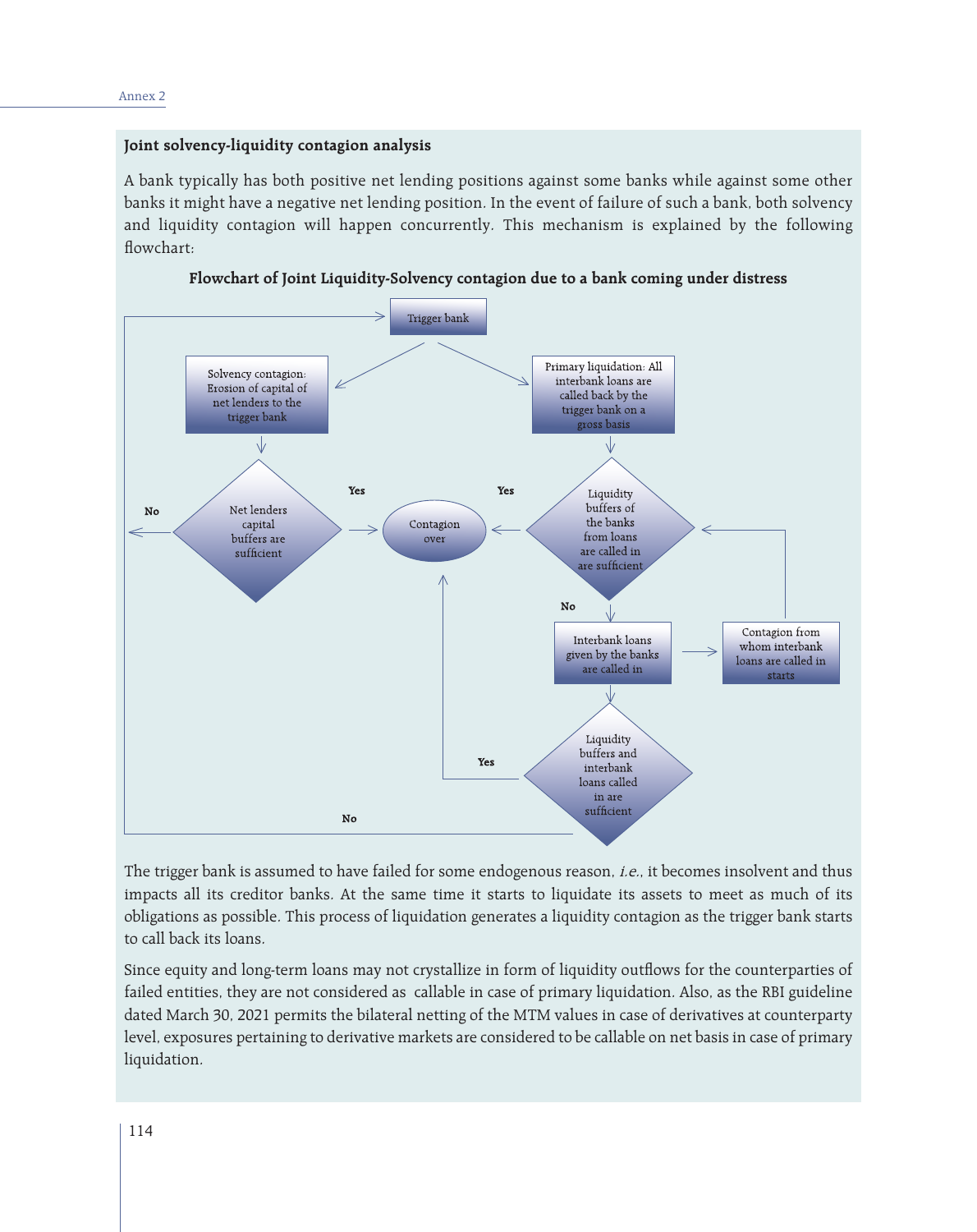### Joint solvency-liquidity contagion analysis

A bank typically has both positive net lending positions against some banks while against some other banks it might have a negative net lending position. In the event of failure of such a bank, both solvency and liquidity contagion will happen concurrently. This mechanism is explained by the following flowchart:

**Flowchart of Joint Liquidity-Solvency contagion due to a bank coming under distress**

Trigger bank

Solvency contagion: Erosion of capital of net lenders to the trigger bank

Primary liquidation: All interbank loans are called back by the trigger bank on a gross basis

Net lenders capital buffers are sufficient

Yes

No

Contagion over

Yes

Liquidity buffers of the banks from loans are called in are sufficient

No

Interbank loans given by the banks are called in

Contagion from whom interbank loans are called in starts

Liquidity buffers and interbank loans called in are sufficient

Yes

No

The trigger bank is assumed to have failed for some endogenous reason, *i.e.*, it becomes insolvent and thus impacts all its creditor banks. At the same time it starts to liquidate its assets to meet as much of its obligations as possible. This process of liquidation generates a liquidity contagion as the trigger bank starts to call back its loans.

Since equity and long-term loans may not crystallize in form of liquidity outflows for the counterparties of failed entities, they are not considered as callable in case of primary liquidation. Also, as the RBI guideline dated March 30, 2021 permits the bilateral netting of the MTM values in case of derivatives at counterparty level, exposures pertaining to derivative markets are considered to be callable on net basis in case of primary liquidation.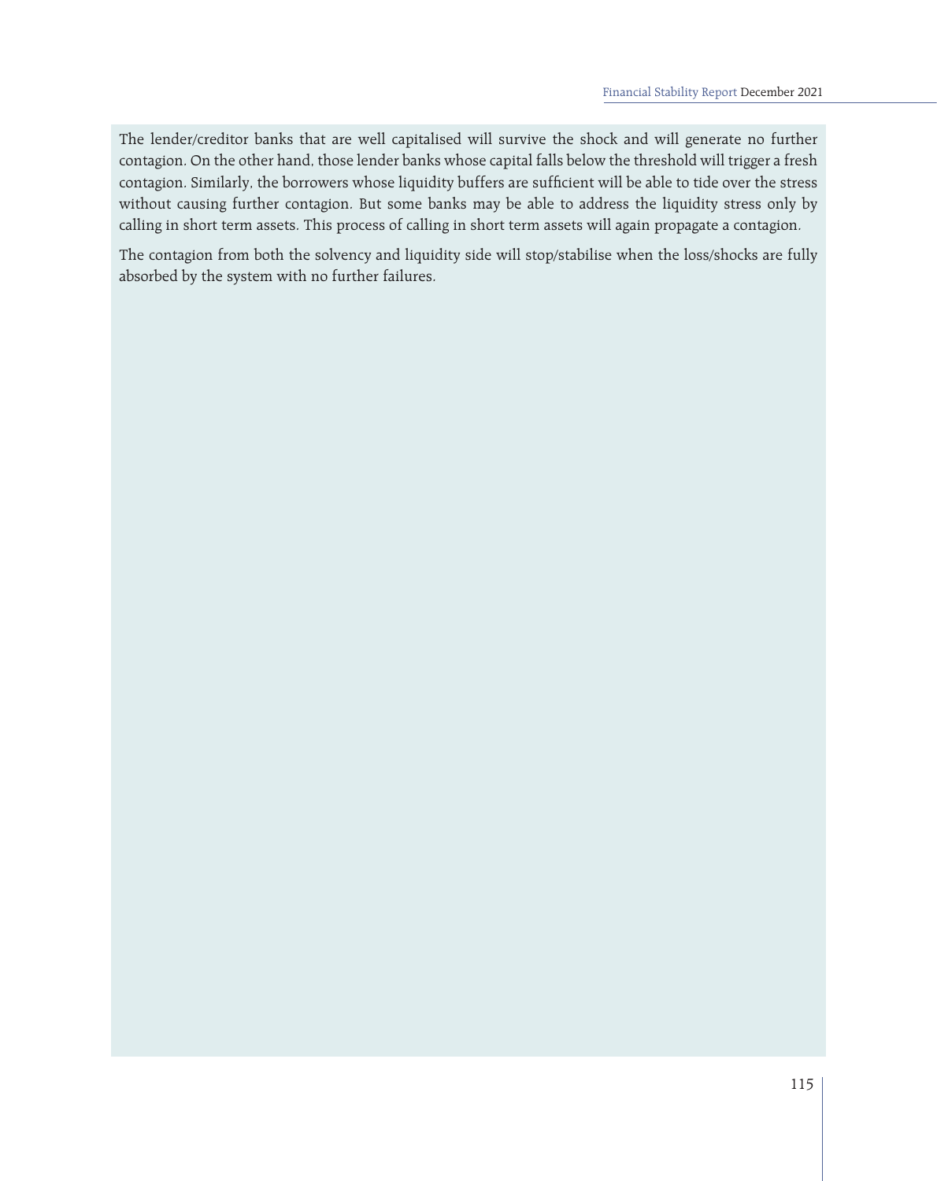The lender/creditor banks that are well capitalised will survive the shock and will generate no further contagion. On the other hand, those lender banks whose capital falls below the threshold will trigger a fresh contagion. Similarly, the borrowers whose liquidity buffers are sufficient will be able to tide over the stress without causing further contagion. But some banks may be able to address the liquidity stress only by calling in short term assets. This process of calling in short term assets will again propagate a contagion.

The contagion from both the solvency and liquidity side will stop/stabilise when the loss/shocks are fully absorbed by the system with no further failures.